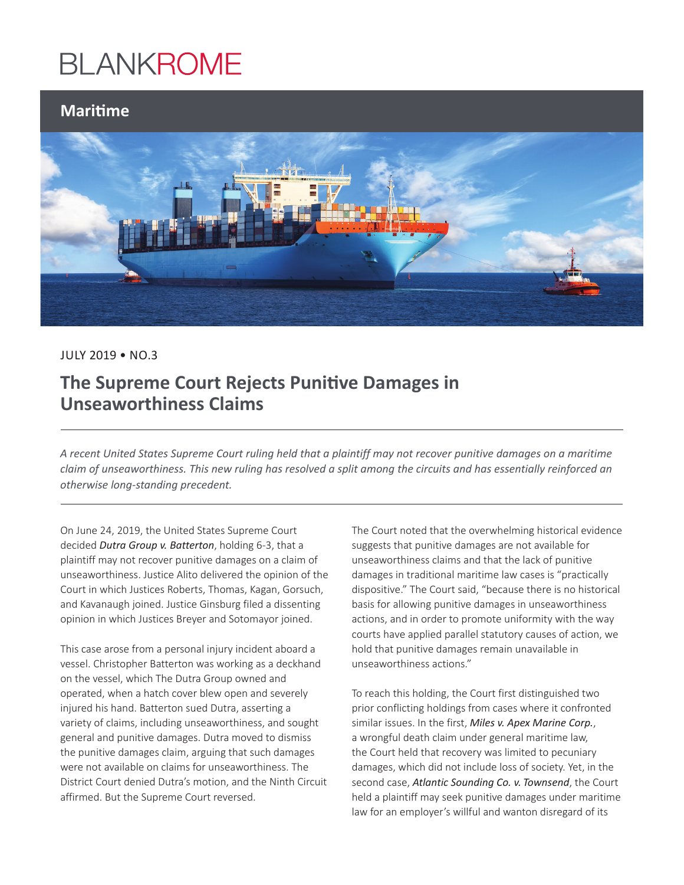BLANKROME

**Maritime**

JULY 2019 • NO.3

## The Supreme Court Rejects Punitive Damages in Unseaworthiness Claims

*A recent United States Supreme Court ruling held that a plaintiff may not recover punitive damages on a maritime claim of unseaworthiness. This new ruling has resolved a split among the circuits and has essentially reinforced an otherwise long-standing precedent.*

On June 24, 2019, the United States Supreme Court decided ***Dutra Group v. Batterton***, holding 6-3, that a plaintiff may not recover punitive damages on a claim of unseaworthiness. Justice Alito delivered the opinion of the Court in which Justices Roberts, Thomas, Kagan, Gorsuch, and Kavanaugh joined. Justice Ginsburg filed a dissenting opinion in which Justices Breyer and Sotomayor joined.

This case arose from a personal injury incident aboard a vessel. Christopher Batterton was working as a deckhand on the vessel, which The Dutra Group owned and operated, when a hatch cover blew open and severely injured his hand. Batterton sued Dutra, asserting a variety of claims, including unseaworthiness, and sought general and punitive damages. Dutra moved to dismiss the punitive damages claim, arguing that such damages were not available on claims for unseaworthiness. The District Court denied Dutra's motion, and the Ninth Circuit affirmed. But the Supreme Court reversed.

The Court noted that the overwhelming historical evidence suggests that punitive damages are not available for unseaworthiness claims and that the lack of punitive damages in traditional maritime law cases is "practically dispositive." The Court said, "because there is no historical basis for allowing punitive damages in unseaworthiness actions, and in order to promote uniformity with the way courts have applied parallel statutory causes of action, we hold that punitive damages remain unavailable in unseaworthiness actions."

To reach this holding, the Court first distinguished two prior conflicting holdings from cases where it confronted similar issues. In the first, ***Miles v. Apex Marine Corp.***, a wrongful death claim under general maritime law, the Court held that recovery was limited to pecuniary damages, which did not include loss of society. Yet, in the second case, ***Atlantic Sounding Co. v. Townsend***, the Court held a plaintiff may seek punitive damages under maritime law for an employer's willful and wanton disregard of its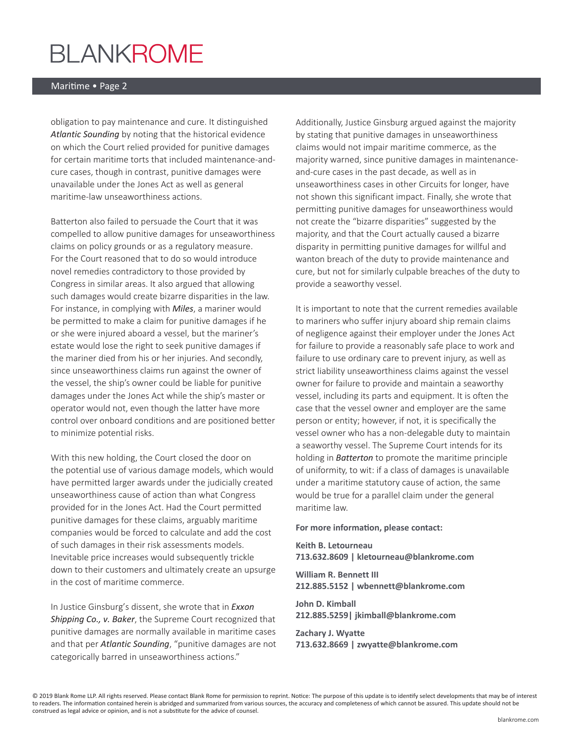obligation to pay maintenance and cure. It distinguished ***Atlantic Sounding*** by noting that the historical evidence on which the Court relied provided for punitive damages for certain maritime torts that included maintenance-and-cure cases, though in contrast, punitive damages were unavailable under the Jones Act as well as general maritime-law unseaworthiness actions.

Batterton also failed to persuade the Court that it was compelled to allow punitive damages for unseaworthiness claims on policy grounds or as a regulatory measure. For the Court reasoned that to do so would introduce novel remedies contradictory to those provided by Congress in similar areas. It also argued that allowing such damages would create bizarre disparities in the law. For instance, in complying with ***Miles***, a mariner would be permitted to make a claim for punitive damages if he or she were injured aboard a vessel, but the mariner's estate would lose the right to seek punitive damages if the mariner died from his or her injuries. And secondly, since unseaworthiness claims run against the owner of the vessel, the ship's owner could be liable for punitive damages under the Jones Act while the ship's master or operator would not, even though the latter have more control over onboard conditions and are positioned better to minimize potential risks.

With this new holding, the Court closed the door on the potential use of various damage models, which would have permitted larger awards under the judicially created unseaworthiness cause of action than what Congress provided for in the Jones Act. Had the Court permitted punitive damages for these claims, arguably maritime companies would be forced to calculate and add the cost of such damages in their risk assessments models. Inevitable price increases would subsequently trickle down to their customers and ultimately create an upsurge in the cost of maritime commerce.

In Justice Ginsburg's dissent, she wrote that in ***Exxon Shipping Co., v. Baker***, the Supreme Court recognized that punitive damages are normally available in maritime cases and that per ***Atlantic Sounding***, "punitive damages are not categorically barred in unseaworthiness actions."

Additionally, Justice Ginsburg argued against the majority by stating that punitive damages in unseaworthiness claims would not impair maritime commerce, as the majority warned, since punitive damages in maintenance-and-cure cases in the past decade, as well as in unseaworthiness cases in other Circuits for longer, have not shown this significant impact. Finally, she wrote that permitting punitive damages for unseaworthiness would not create the "bizarre disparities" suggested by the majority, and that the Court actually caused a bizarre disparity in permitting punitive damages for willful and wanton breach of the duty to provide maintenance and cure, but not for similarly culpable breaches of the duty to provide a seaworthy vessel.

It is important to note that the current remedies available to mariners who suffer injury aboard ship remain claims of negligence against their employer under the Jones Act for failure to provide a reasonably safe place to work and failure to use ordinary care to prevent injury, as well as strict liability unseaworthiness claims against the vessel owner for failure to provide and maintain a seaworthy vessel, including its parts and equipment. It is often the case that the vessel owner and employer are the same person or entity; however, if not, it is specifically the vessel owner who has a non-delegable duty to maintain a seaworthy vessel. The Supreme Court intends for its holding in ***Batterton*** to promote the maritime principle of uniformity, to wit: if a class of damages is unavailable under a maritime statutory cause of action, the same would be true for a parallel claim under the general maritime law.

**For more information, please contact:**

**Keith B. Letourneau**
**713.632.8609 | kletourneau@blankrome.com**

**William R. Bennett III**
**212.885.5152 | wbennett@blankrome.com**

**John D. Kimball**
**212.885.5259| jkimball@blankrome.com**

**Zachary J. Wyatte**
**713.632.8669 | zwyatte@blankrome.com**

© 2019 Blank Rome LLP. All rights reserved. Please contact Blank Rome for permission to reprint. Notice: The purpose of this update is to identify select developments that may be of interest to readers. The information contained herein is abridged and summarized from various sources, the accuracy and completeness of which cannot be assured. This update should not be construed as legal advice or opinion, and is not a substitute for the advice of counsel.